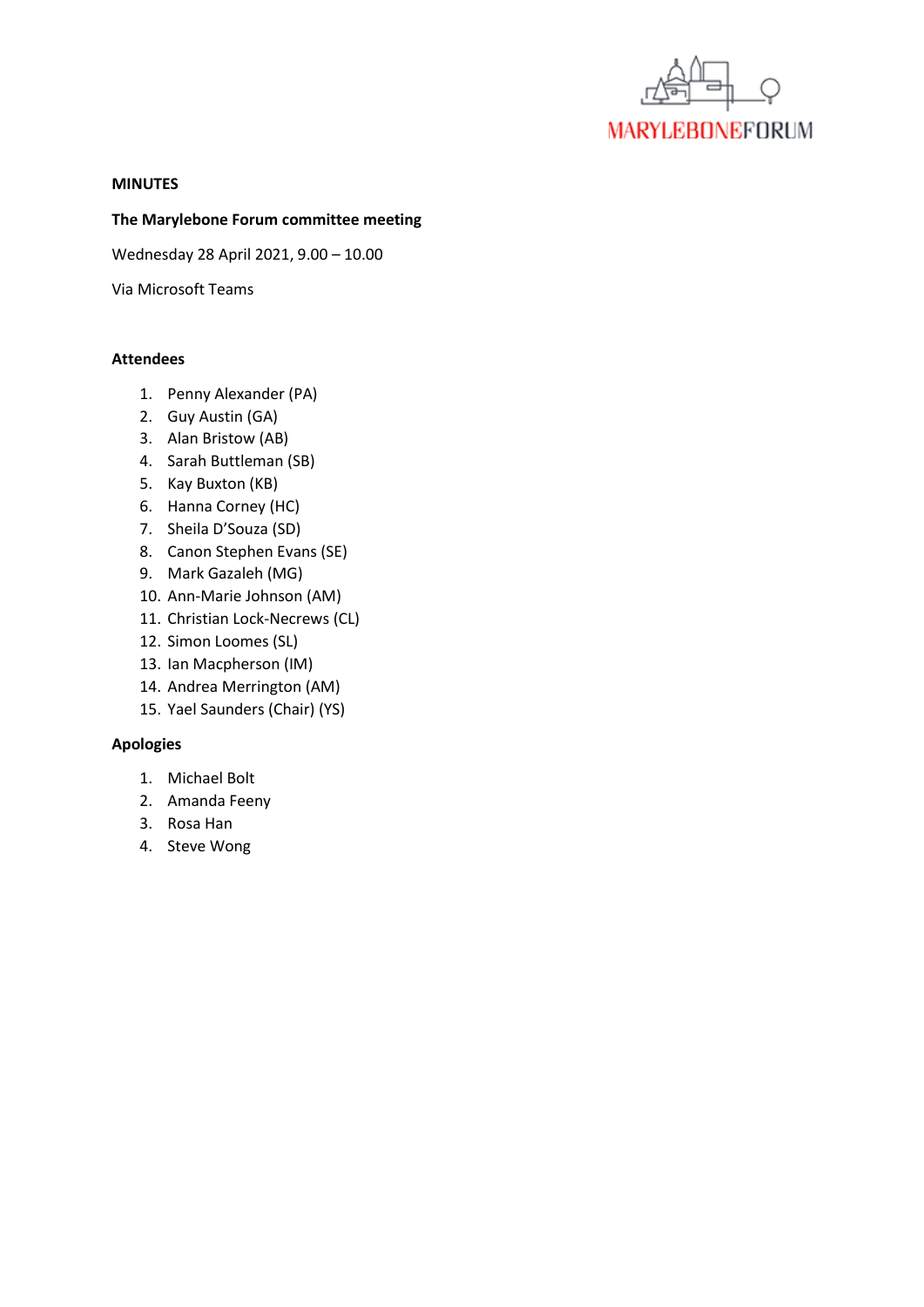MARYLEBONEFORUM

**MINUTES**

**The Marylebone Forum committee meeting**

Wednesday 28 April 2021, 9.00 – 10.00

Via Microsoft Teams

**Attendees**

1. Penny Alexander (PA)
2. Guy Austin (GA)
3. Alan Bristow (AB)
4. Sarah Buttleman (SB)
5. Kay Buxton (KB)
6. Hanna Corney (HC)
7. Sheila D'Souza (SD)
8. Canon Stephen Evans (SE)
9. Mark Gazaleh (MG)
10. Ann-Marie Johnson (AM)
11. Christian Lock-Necrews (CL)
12. Simon Loomes (SL)
13. Ian Macpherson (IM)
14. Andrea Merrington (AM)
15. Yael Saunders (Chair) (YS)

**Apologies**

1. Michael Bolt
2. Amanda Feeny
3. Rosa Han
4. Steve Wong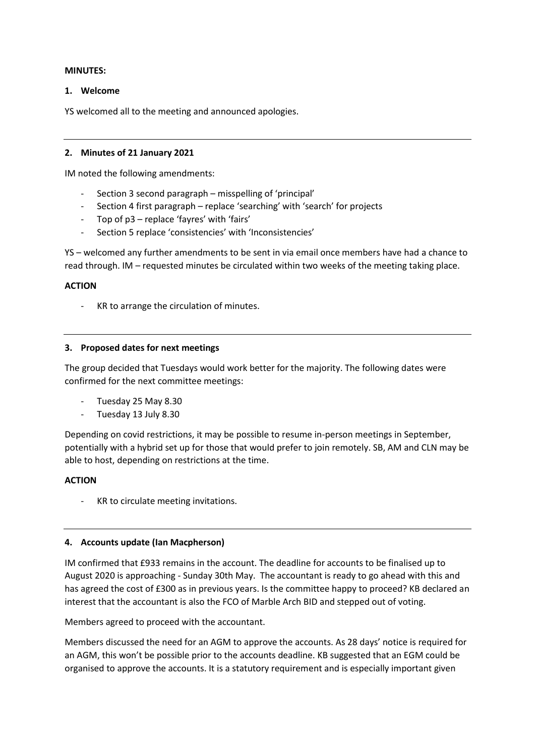**MINUTES:**

## 1. Welcome

YS welcomed all to the meeting and announced apologies.

---

## 2. Minutes of 21 January 2021

IM noted the following amendments:

- Section 3 second paragraph – misspelling of 'principal'
- Section 4 first paragraph – replace 'searching' with 'search' for projects
- Top of p3 – replace 'fayres' with 'fairs'
- Section 5 replace 'consistencies' with 'Inconsistencies'

YS – welcomed any further amendments to be sent in via email once members have had a chance to read through. IM – requested minutes be circulated within two weeks of the meeting taking place.

**ACTION**

- KR to arrange the circulation of minutes.

---

## 3. Proposed dates for next meetings

The group decided that Tuesdays would work better for the majority. The following dates were confirmed for the next committee meetings:

- Tuesday 25 May 8.30
- Tuesday 13 July 8.30

Depending on covid restrictions, it may be possible to resume in-person meetings in September, potentially with a hybrid set up for those that would prefer to join remotely. SB, AM and CLN may be able to host, depending on restrictions at the time.

**ACTION**

- KR to circulate meeting invitations.

---

## 4. Accounts update (Ian Macpherson)

IM confirmed that £933 remains in the account. The deadline for accounts to be finalised up to August 2020 is approaching - Sunday 30th May. The accountant is ready to go ahead with this and has agreed the cost of £300 as in previous years. Is the committee happy to proceed? KB declared an interest that the accountant is also the FCO of Marble Arch BID and stepped out of voting.

Members agreed to proceed with the accountant.

Members discussed the need for an AGM to approve the accounts. As 28 days' notice is required for an AGM, this won't be possible prior to the accounts deadline. KB suggested that an EGM could be organised to approve the accounts. It is a statutory requirement and is especially important given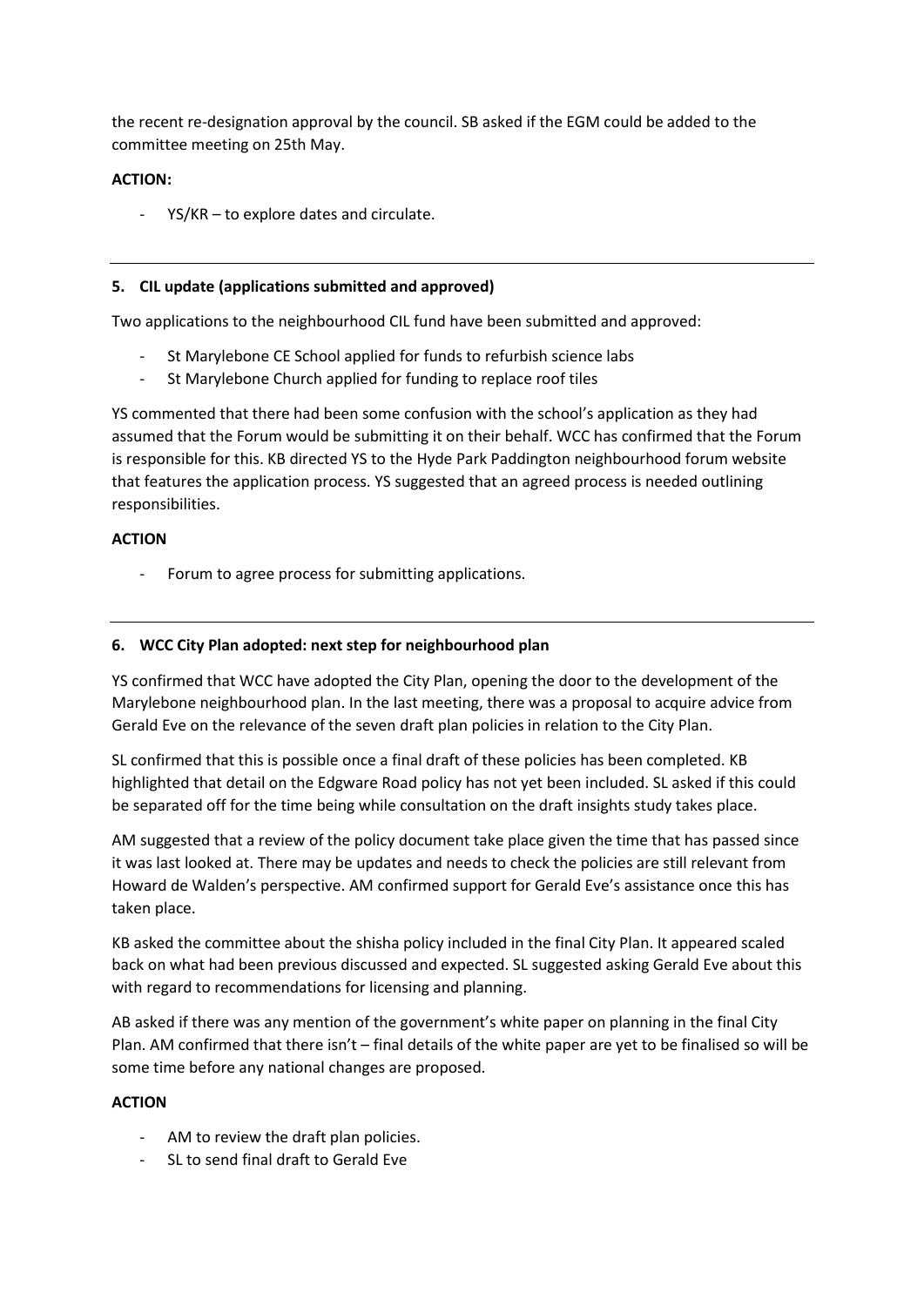the recent re-designation approval by the council. SB asked if the EGM could be added to the committee meeting on 25th May.

**ACTION:**

- YS/KR – to explore dates and circulate.

---

**5. CIL update (applications submitted and approved)**

Two applications to the neighbourhood CIL fund have been submitted and approved:

- St Marylebone CE School applied for funds to refurbish science labs
- St Marylebone Church applied for funding to replace roof tiles

YS commented that there had been some confusion with the school's application as they had assumed that the Forum would be submitting it on their behalf. WCC has confirmed that the Forum is responsible for this. KB directed YS to the Hyde Park Paddington neighbourhood forum website that features the application process. YS suggested that an agreed process is needed outlining responsibilities.

**ACTION**

- Forum to agree process for submitting applications.

---

**6. WCC City Plan adopted: next step for neighbourhood plan**

YS confirmed that WCC have adopted the City Plan, opening the door to the development of the Marylebone neighbourhood plan. In the last meeting, there was a proposal to acquire advice from Gerald Eve on the relevance of the seven draft plan policies in relation to the City Plan.

SL confirmed that this is possible once a final draft of these policies has been completed. KB highlighted that detail on the Edgware Road policy has not yet been included. SL asked if this could be separated off for the time being while consultation on the draft insights study takes place.

AM suggested that a review of the policy document take place given the time that has passed since it was last looked at. There may be updates and needs to check the policies are still relevant from Howard de Walden's perspective. AM confirmed support for Gerald Eve's assistance once this has taken place.

KB asked the committee about the shisha policy included in the final City Plan. It appeared scaled back on what had been previous discussed and expected. SL suggested asking Gerald Eve about this with regard to recommendations for licensing and planning.

AB asked if there was any mention of the government's white paper on planning in the final City Plan. AM confirmed that there isn't – final details of the white paper are yet to be finalised so will be some time before any national changes are proposed.

**ACTION**

- AM to review the draft plan policies.
- SL to send final draft to Gerald Eve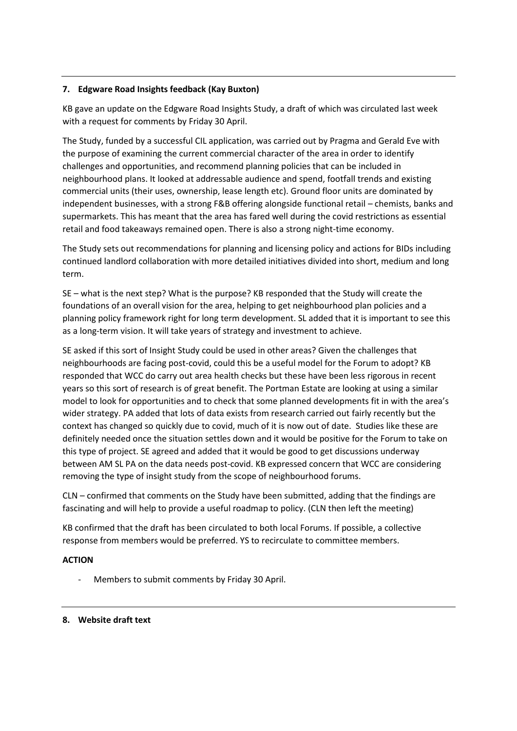### 7. Edgware Road Insights feedback (Kay Buxton)

KB gave an update on the Edgware Road Insights Study, a draft of which was circulated last week with a request for comments by Friday 30 April.

The Study, funded by a successful CIL application, was carried out by Pragma and Gerald Eve with the purpose of examining the current commercial character of the area in order to identify challenges and opportunities, and recommend planning policies that can be included in neighbourhood plans. It looked at addressable audience and spend, footfall trends and existing commercial units (their uses, ownership, lease length etc). Ground floor units are dominated by independent businesses, with a strong F&B offering alongside functional retail – chemists, banks and supermarkets. This has meant that the area has fared well during the covid restrictions as essential retail and food takeaways remained open. There is also a strong night-time economy.

The Study sets out recommendations for planning and licensing policy and actions for BIDs including continued landlord collaboration with more detailed initiatives divided into short, medium and long term.

SE – what is the next step? What is the purpose? KB responded that the Study will create the foundations of an overall vision for the area, helping to get neighbourhood plan policies and a planning policy framework right for long term development. SL added that it is important to see this as a long-term vision. It will take years of strategy and investment to achieve.

SE asked if this sort of Insight Study could be used in other areas? Given the challenges that neighbourhoods are facing post-covid, could this be a useful model for the Forum to adopt? KB responded that WCC do carry out area health checks but these have been less rigorous in recent years so this sort of research is of great benefit. The Portman Estate are looking at using a similar model to look for opportunities and to check that some planned developments fit in with the area's wider strategy. PA added that lots of data exists from research carried out fairly recently but the context has changed so quickly due to covid, much of it is now out of date. Studies like these are definitely needed once the situation settles down and it would be positive for the Forum to take on this type of project. SE agreed and added that it would be good to get discussions underway between AM SL PA on the data needs post-covid. KB expressed concern that WCC are considering removing the type of insight study from the scope of neighbourhood forums.

CLN – confirmed that comments on the Study have been submitted, adding that the findings are fascinating and will help to provide a useful roadmap to policy. (CLN then left the meeting)

KB confirmed that the draft has been circulated to both local Forums. If possible, a collective response from members would be preferred. YS to recirculate to committee members.

**ACTION**

- Members to submit comments by Friday 30 April.

### 8. Website draft text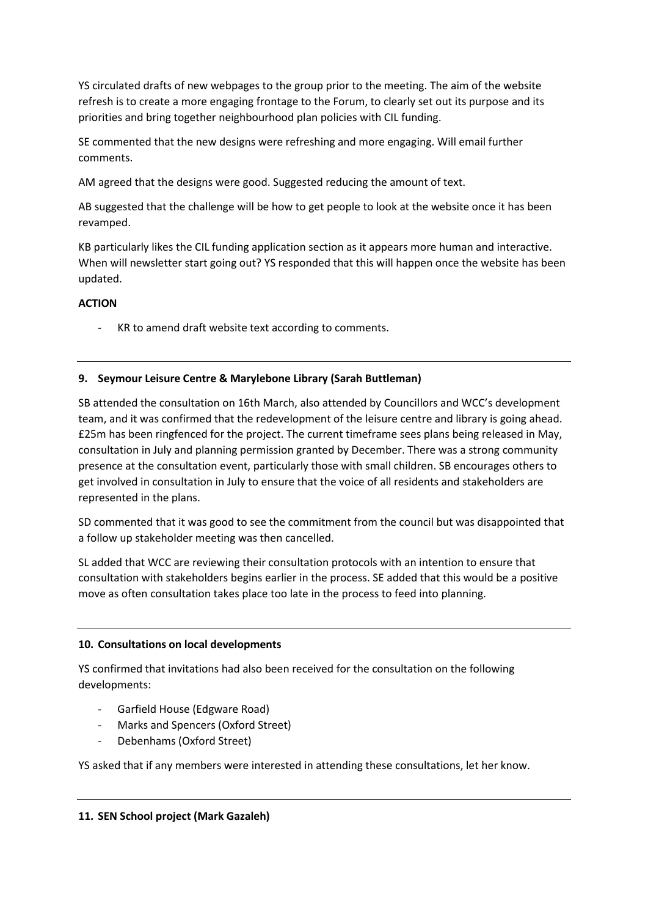YS circulated drafts of new webpages to the group prior to the meeting. The aim of the website refresh is to create a more engaging frontage to the Forum, to clearly set out its purpose and its priorities and bring together neighbourhood plan policies with CIL funding.

SE commented that the new designs were refreshing and more engaging. Will email further comments.

AM agreed that the designs were good. Suggested reducing the amount of text.

AB suggested that the challenge will be how to get people to look at the website once it has been revamped.

KB particularly likes the CIL funding application section as it appears more human and interactive. When will newsletter start going out? YS responded that this will happen once the website has been updated.

**ACTION**

- KR to amend draft website text according to comments.

---

### 9. Seymour Leisure Centre & Marylebone Library (Sarah Buttleman)

SB attended the consultation on 16th March, also attended by Councillors and WCC's development team, and it was confirmed that the redevelopment of the leisure centre and library is going ahead. £25m has been ringfenced for the project. The current timeframe sees plans being released in May, consultation in July and planning permission granted by December. There was a strong community presence at the consultation event, particularly those with small children. SB encourages others to get involved in consultation in July to ensure that the voice of all residents and stakeholders are represented in the plans.

SD commented that it was good to see the commitment from the council but was disappointed that a follow up stakeholder meeting was then cancelled.

SL added that WCC are reviewing their consultation protocols with an intention to ensure that consultation with stakeholders begins earlier in the process. SE added that this would be a positive move as often consultation takes place too late in the process to feed into planning.

---

### 10. Consultations on local developments

YS confirmed that invitations had also been received for the consultation on the following developments:

- Garfield House (Edgware Road)
- Marks and Spencers (Oxford Street)
- Debenhams (Oxford Street)

YS asked that if any members were interested in attending these consultations, let her know.

---

### 11. SEN School project (Mark Gazaleh)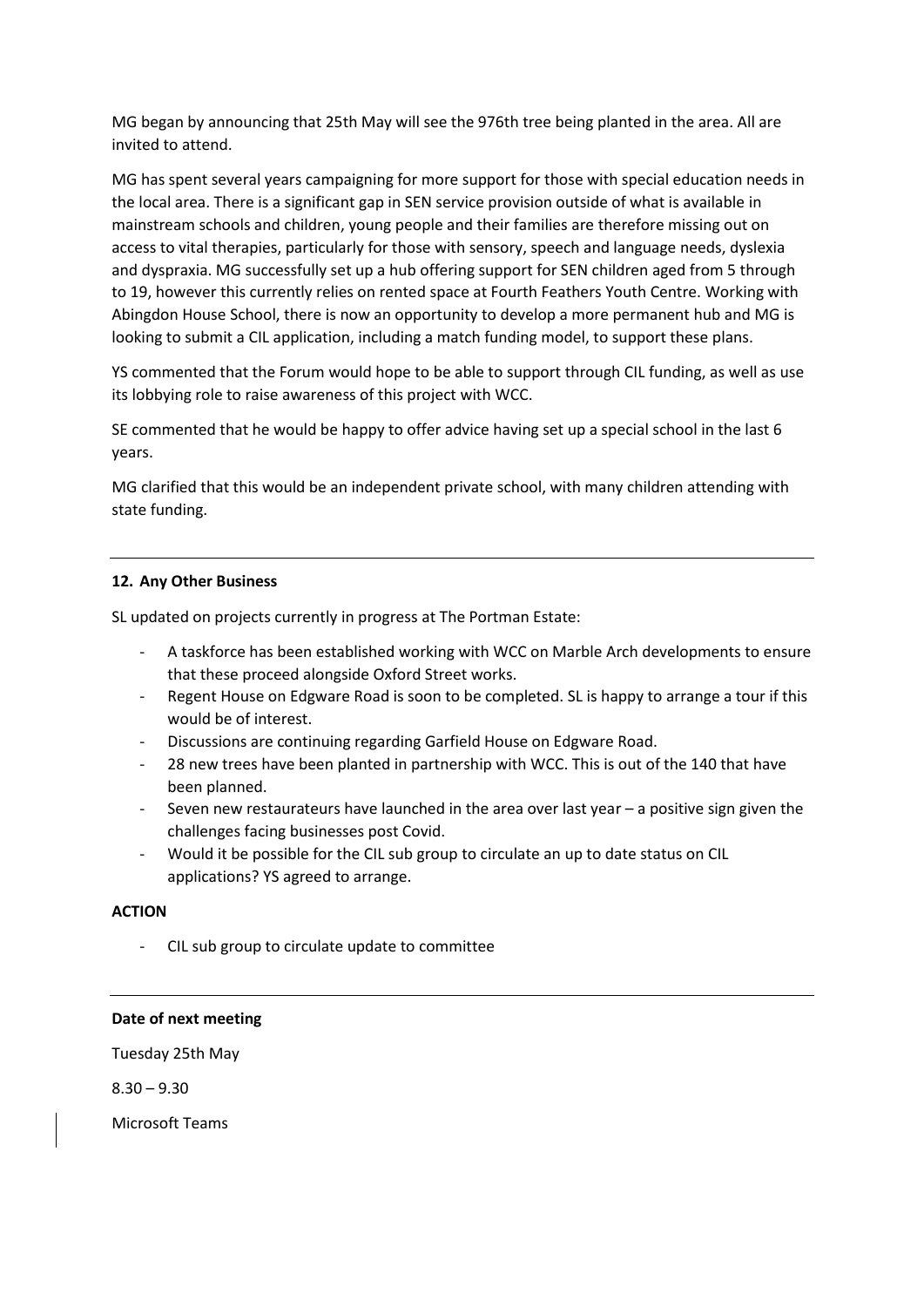MG began by announcing that 25th May will see the 976th tree being planted in the area. All are invited to attend.

MG has spent several years campaigning for more support for those with special education needs in the local area. There is a significant gap in SEN service provision outside of what is available in mainstream schools and children, young people and their families are therefore missing out on access to vital therapies, particularly for those with sensory, speech and language needs, dyslexia and dyspraxia. MG successfully set up a hub offering support for SEN children aged from 5 through to 19, however this currently relies on rented space at Fourth Feathers Youth Centre. Working with Abingdon House School, there is now an opportunity to develop a more permanent hub and MG is looking to submit a CIL application, including a match funding model, to support these plans.

YS commented that the Forum would hope to be able to support through CIL funding, as well as use its lobbying role to raise awareness of this project with WCC.

SE commented that he would be happy to offer advice having set up a special school in the last 6 years.

MG clarified that this would be an independent private school, with many children attending with state funding.

---

**12. Any Other Business**

SL updated on projects currently in progress at The Portman Estate:

- A taskforce has been established working with WCC on Marble Arch developments to ensure that these proceed alongside Oxford Street works.
- Regent House on Edgware Road is soon to be completed. SL is happy to arrange a tour if this would be of interest.
- Discussions are continuing regarding Garfield House on Edgware Road.
- 28 new trees have been planted in partnership with WCC. This is out of the 140 that have been planned.
- Seven new restaurateurs have launched in the area over last year – a positive sign given the challenges facing businesses post Covid.
- Would it be possible for the CIL sub group to circulate an up to date status on CIL applications? YS agreed to arrange.

**ACTION**

- CIL sub group to circulate update to committee

---

**Date of next meeting**

Tuesday 25th May

8.30 – 9.30

Microsoft Teams